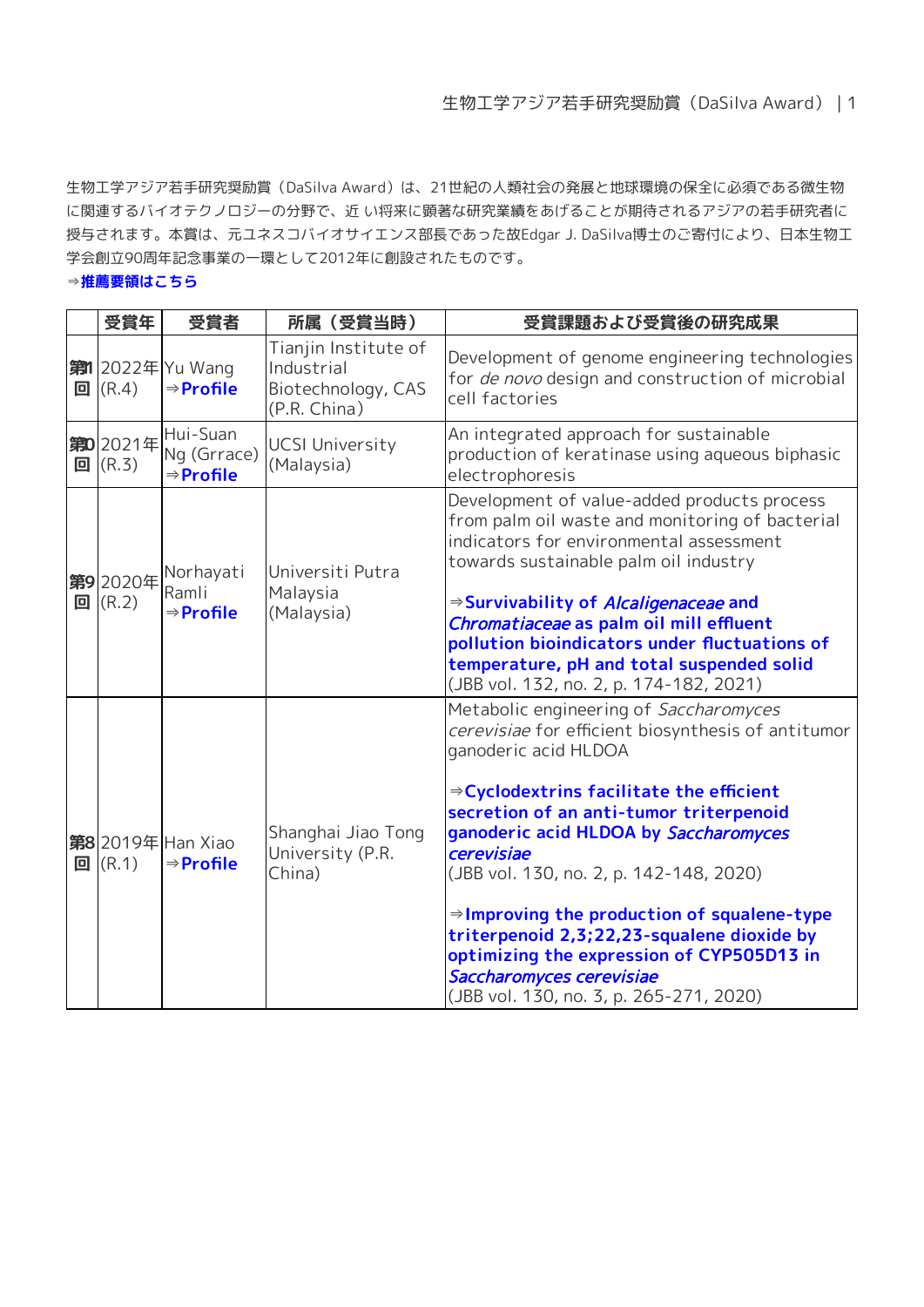生物工学アジア若手研究奨励賞（DaSilva Award）は、21世紀の人類社会の発展と地球環境の保全に必須である微生物に関連するバイオテクノロジーの分野で、近 い将来に顕著な研究業績をあげることが期待されるアジアの若手研究者に授与されます。本賞は、元ユネスコバイオサイエンス部長であった故Edgar J. DaSilva博士のご寄付により、日本生物工学会創立90周年記念事業の一環として2012年に創設されたものです。

⇒**推薦要領はこちら**

| | 受賞年 | 受賞者 | 所属（受賞当時） | 受賞課題および受賞後の研究成果 |
|---|---|---|---|---|
| 第11回 | 2022年 (R.4) | Yu Wang ⇒**Profile** | Tianjin Institute of Industrial Biotechnology, CAS (P.R. China) | Development of genome engineering technologies for *de novo* design and construction of microbial cell factories |
| 第10回 | 2021年 (R.3) | Hui-Suan Ng (Grrace) ⇒**Profile** | UCSI University (Malaysia) | An integrated approach for sustainable production of keratinase using aqueous biphasic electrophoresis |
| 第9回 | 2020年 (R.2) | Norhayati Ramli ⇒**Profile** | Universiti Putra Malaysia (Malaysia) | Development of value-added products process from palm oil waste and monitoring of bacterial indicators for environmental assessment towards sustainable palm oil industry<br><br>⇒**Survivability of *Alcaligenaceae* and *Chromatiaceae* as palm oil mill effluent pollution bioindicators under fluctuations of temperature, pH and total suspended solid**<br>(JBB vol. 132, no. 2, p. 174-182, 2021) |
| 第8回 | 2019年 (R.1) | Han Xiao ⇒**Profile** | Shanghai Jiao Tong University (P.R. China) | Metabolic engineering of *Saccharomyces cerevisiae* for efficient biosynthesis of antitumor ganoderic acid HLDOA<br><br>⇒**Cyclodextrins facilitate the efficient secretion of an anti-tumor triterpenoid ganoderic acid HLDOA by *Saccharomyces cerevisiae***<br>(JBB vol. 130, no. 2, p. 142-148, 2020)<br><br>⇒**Improving the production of squalene-type triterpenoid 2,3;22,23-squalene dioxide by optimizing the expression of CYP505D13 in *Saccharomyces cerevisiae***<br>(JBB vol. 130, no. 3, p. 265-271, 2020) |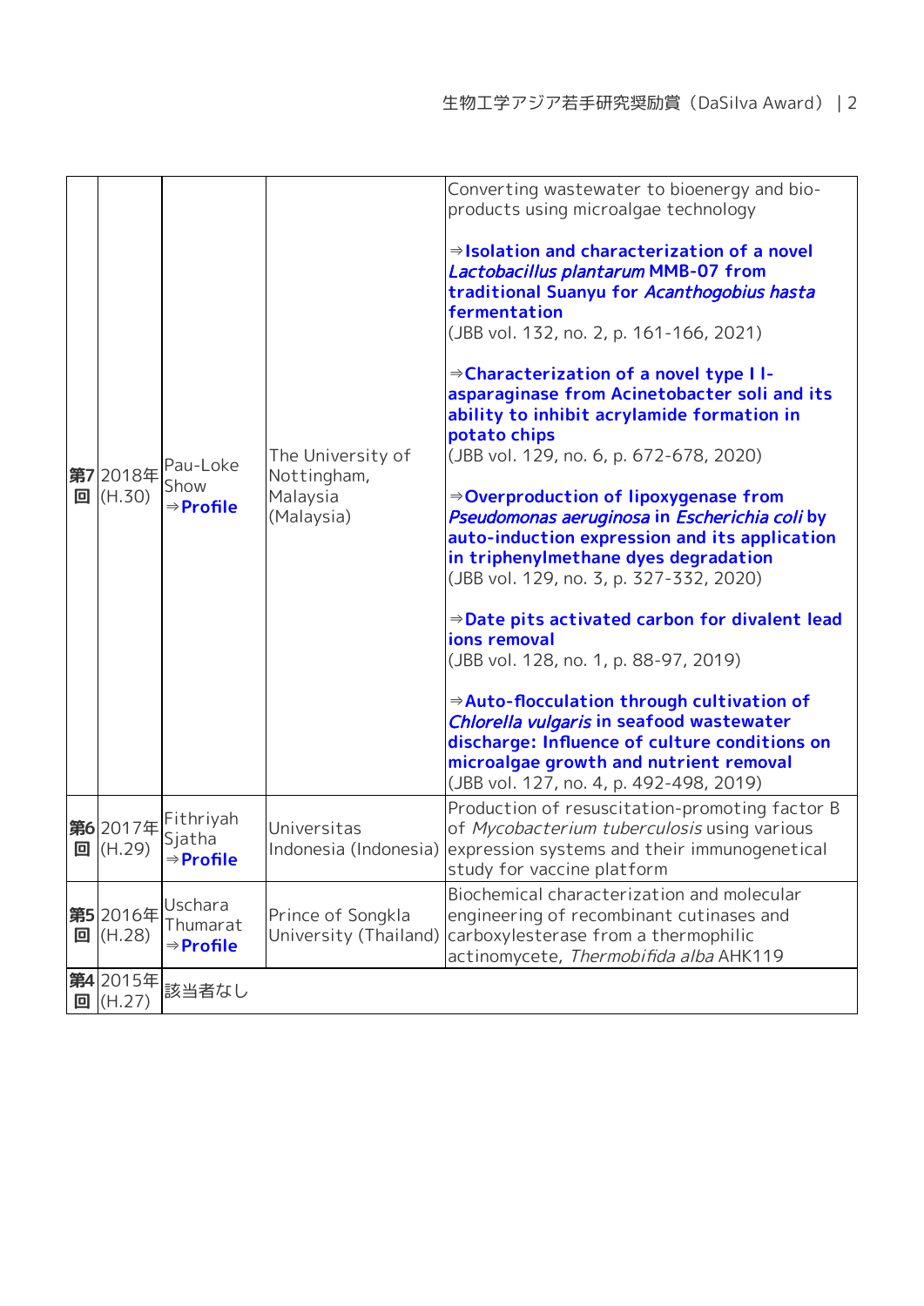| **第7回** | 2018年 (H.30) | Pau-Loke Show ⇒**Profile** | The University of Nottingham, Malaysia (Malaysia) | Converting wastewater to bioenergy and bio-products using microalgae technology<br><br>⇒**Isolation and characterization of a novel *Lactobacillus plantarum* MMB-07 from traditional Suanyu for *Acanthogobius hasta* fermentation**<br>(JBB vol. 132, no. 2, p. 161-166, 2021)<br><br>⇒**Characterization of a novel type I l-asparaginase from Acinetobacter soli and its ability to inhibit acrylamide formation in potato chips**<br>(JBB vol. 129, no. 6, p. 672-678, 2020)<br><br>⇒**Overproduction of lipoxygenase from *Pseudomonas aeruginosa* in *Escherichia coli* by auto-induction expression and its application in triphenylmethane dyes degradation**<br>(JBB vol. 129, no. 3, p. 327-332, 2020)<br><br>⇒**Date pits activated carbon for divalent lead ions removal**<br>(JBB vol. 128, no. 1, p. 88-97, 2019)<br><br>⇒**Auto-flocculation through cultivation of *Chlorella vulgaris* in seafood wastewater discharge: Influence of culture conditions on microalgae growth and nutrient removal**<br>(JBB vol. 127, no. 4, p. 492-498, 2019) |
|---|---|---|---|---|
| **第6回** | 2017年 (H.29) | Fithriyah Sjatha ⇒**Profile** | Universitas Indonesia (Indonesia) | Production of resuscitation-promoting factor B of *Mycobacterium tuberculosis* using various expression systems and their immunogenetical study for vaccine platform |
| **第5回** | 2016年 (H.28) | Uschara Thumarat ⇒**Profile** | Prince of Songkla University (Thailand) | Biochemical characterization and molecular engineering of recombinant cutinases and carboxylesterase from a thermophilic actinomycete, *Thermobifida alba* AHK119 |
| **第4回** | 2015年 (H.27) | 該当者なし | | |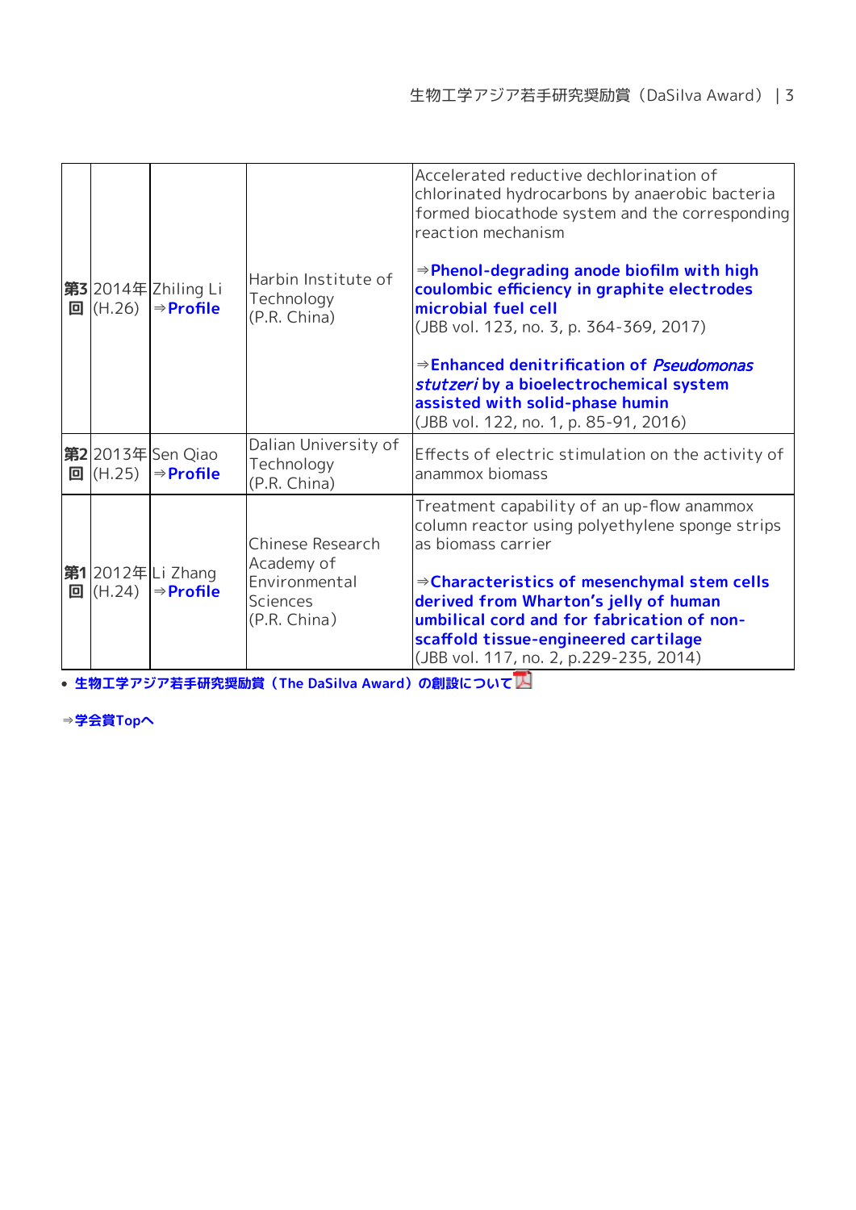| | | | | |
|---|---|---|---|---|
| **第3回** | 2014年 (H.26) | Zhiling Li ⇒**Profile** | Harbin Institute of Technology (P.R. China) | Accelerated reductive dechlorination of chlorinated hydrocarbons by anaerobic bacteria formed biocathode system and the corresponding reaction mechanism<br><br>⇒**Phenol-degrading anode biofilm with high coulombic efficiency in graphite electrodes microbial fuel cell**<br>(JBB vol. 123, no. 3, p. 364-369, 2017)<br><br>⇒**Enhanced denitrification of *Pseudomonas stutzeri* by a bioelectrochemical system assisted with solid-phase humin**<br>(JBB vol. 122, no. 1, p. 85-91, 2016) |
| **第2回** | 2013年 (H.25) | Sen Qiao ⇒**Profile** | Dalian University of Technology (P.R. China) | Effects of electric stimulation on the activity of anammox biomass |
| **第1回** | 2012年 (H.24) | Li Zhang ⇒**Profile** | Chinese Research Academy of Environmental Sciences (P.R. China) | Treatment capability of an up-flow anammox column reactor using polyethylene sponge strips as biomass carrier<br><br>⇒**Characteristics of mesenchymal stem cells derived from Wharton's jelly of human umbilical cord and for fabrication of non-scaffold tissue-engineered cartilage**<br>(JBB vol. 117, no. 2, p.229-235, 2014) |

- **生物工学アジア若手研究奨励賞（The DaSilva Award）の創設について**

**⇒学会賞Topへ**